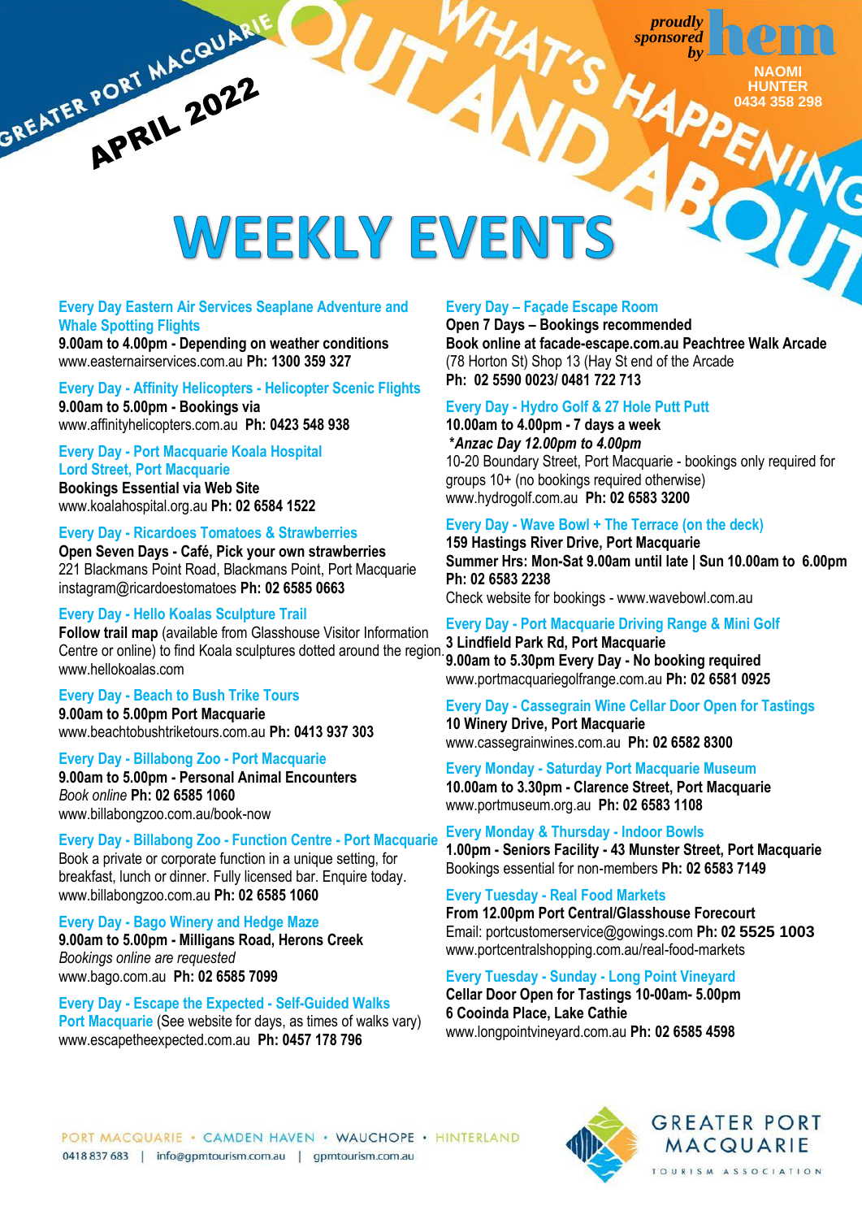GREATER PORT MACQUARIE

APRIL 2022

WHAT'S HAPPENING OUT AND ABOUT

proudly sponsored by hem

NAOMI HUNTER
0434 358 298

# WEEKLY EVENTS

**Every Day Eastern Air Services Seaplane Adventure and Whale Spotting Flights**
**9.00am to 4.00pm - Depending on weather conditions**
www.easternairservices.com.au **Ph: 1300 359 327**

**Every Day - Affinity Helicopters - Helicopter Scenic Flights**
**9.00am to 5.00pm - Bookings via**
www.affinityhelicopters.com.au **Ph: 0423 548 938**

**Every Day - Port Macquarie Koala Hospital Lord Street, Port Macquarie**
**Bookings Essential via Web Site**
www.koalahospital.org.au **Ph: 02 6584 1522**

**Every Day - Ricardoes Tomatoes & Strawberries**
**Open Seven Days - Café, Pick your own strawberries**
221 Blackmans Point Road, Blackmans Point, Port Macquarie
instagram@ricardoestomatoes **Ph: 02 6585 0663**

**Every Day - Hello Koalas Sculpture Trail**
**Follow trail map** (available from Glasshouse Visitor Information Centre or online) to find Koala sculptures dotted around the region.
www.hellokoalas.com

**Every Day - Beach to Bush Trike Tours**
**9.00am to 5.00pm Port Macquarie**
www.beachtobushtriketours.com.au **Ph: 0413 937 303**

**Every Day - Billabong Zoo - Port Macquarie**
**9.00am to 5.00pm - Personal Animal Encounters**
*Book online* **Ph: 02 6585 1060**
www.billabongzoo.com.au/book-now

**Every Day - Billabong Zoo - Function Centre - Port Macquarie**
Book a private or corporate function in a unique setting, for breakfast, lunch or dinner. Fully licensed bar. Enquire today.
www.billabongzoo.com.au **Ph: 02 6585 1060**

**Every Day - Bago Winery and Hedge Maze**
**9.00am to 5.00pm - Milligans Road, Herons Creek**
*Bookings online are requested*
www.bago.com.au **Ph: 02 6585 7099**

**Every Day - Escape the Expected - Self-Guided Walks Port Macquarie** (See website for days, as times of walks vary)
www.escapetheexpected.com.au **Ph: 0457 178 796**

**Every Day – Façade Escape Room**
**Open 7 Days – Bookings recommended**
**Book online at facade-escape.com.au Peachtree Walk Arcade** (78 Horton St) Shop 13 (Hay St end of the Arcade
**Ph: 02 5590 0023/ 0481 722 713**

**Every Day - Hydro Golf & 27 Hole Putt Putt**
**10.00am to 4.00pm - 7 days a week**
***Anzac Day 12.00pm to 4.00pm***
10-20 Boundary Street, Port Macquarie - bookings only required for groups 10+ (no bookings required otherwise)
www.hydrogolf.com.au **Ph: 02 6583 3200**

**Every Day - Wave Bowl + The Terrace (on the deck)**
**159 Hastings River Drive, Port Macquarie**
**Summer Hrs: Mon-Sat 9.00am until late | Sun 10.00am to 6.00pm**
**Ph: 02 6583 2238**
Check website for bookings - www.wavebowl.com.au

**Every Day - Port Macquarie Driving Range & Mini Golf**
**3 Lindfield Park Rd, Port Macquarie**
**9.00am to 5.30pm Every Day - No booking required**
www.portmacquariegolfrange.com.au **Ph: 02 6581 0925**

**Every Day - Cassegrain Wine Cellar Door Open for Tastings**
**10 Winery Drive, Port Macquarie**
www.cassegrainwines.com.au **Ph: 02 6582 8300**

**Every Monday - Saturday Port Macquarie Museum**
**10.00am to 3.30pm - Clarence Street, Port Macquarie**
www.portmuseum.org.au **Ph: 02 6583 1108**

**Every Monday & Thursday - Indoor Bowls**
**1.00pm - Seniors Facility - 43 Munster Street, Port Macquarie**
Bookings essential for non-members **Ph: 02 6583 7149**

**Every Tuesday - Real Food Markets**
**From 12.00pm Port Central/Glasshouse Forecourt**
Email: portcustomerservice@gowings.com **Ph: 02 5525 1003**
www.portcentralshopping.com.au/real-food-markets

**Every Tuesday - Sunday - Long Point Vineyard**
**Cellar Door Open for Tastings 10-00am- 5.00pm**
**6 Cooinda Place, Lake Cathie**
www.longpointvineyard.com.au **Ph: 02 6585 4598**

PORT MACQUARIE • CAMDEN HAVEN • WAUCHOPE • HINTERLAND
0418 837 683 | info@gpmtourism.com.au | gpmtourism.com.au

GREATER PORT MACQUARIE TOURISM ASSOCIATION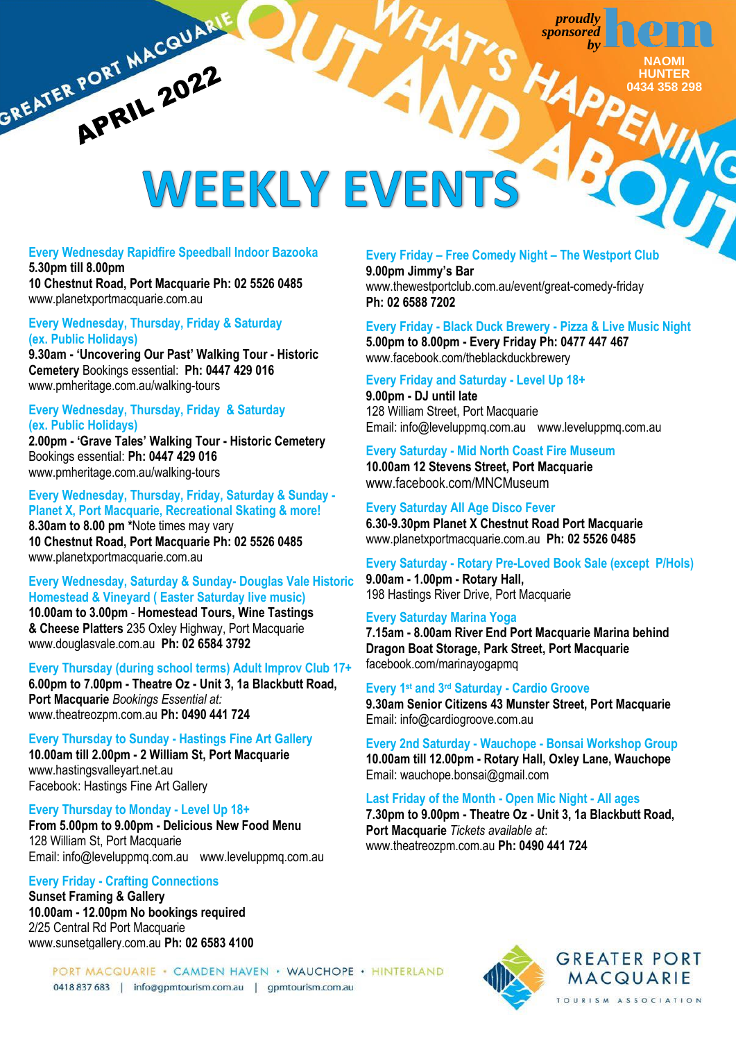GREATER PORT MACQUARIE

APRIL 2022

WHAT'S HAPPENING OUT AND ABOUT

proudly sponsored by hem NAOMI HUNTER 0434 358 298

# WEEKLY EVENTS

**Every Wednesday Rapidfire Speedball Indoor Bazooka**
**5.30pm till 8.00pm**
**10 Chestnut Road, Port Macquarie Ph: 02 5526 0485**
www.planetxportmacquarie.com.au

**Every Wednesday, Thursday, Friday & Saturday (ex. Public Holidays)**
**9.30am - 'Uncovering Our Past' Walking Tour - Historic Cemetery** Bookings essential: **Ph: 0447 429 016**
www.pmheritage.com.au/walking-tours

**Every Wednesday, Thursday, Friday & Saturday (ex. Public Holidays)**
**2.00pm - 'Grave Tales' Walking Tour - Historic Cemetery**
Bookings essential: **Ph: 0447 429 016**
www.pmheritage.com.au/walking-tours

**Every Wednesday, Thursday, Friday, Saturday & Sunday - Planet X, Port Macquarie, Recreational Skating & more!**
**8.30am to 8.00 pm** *Note times may vary
**10 Chestnut Road, Port Macquarie Ph: 02 5526 0485**
www.planetxportmacquarie.com.au

**Every Wednesday, Saturday & Sunday- Douglas Vale Historic Homestead & Vineyard ( Easter Saturday live music)**
**10.00am to 3.00pm** - **Homestead Tours, Wine Tastings & Cheese Platters** 235 Oxley Highway, Port Macquarie
www.douglasvale.com.au **Ph: 02 6584 3792**

**Every Thursday (during school terms) Adult Improv Club 17+**
**6.00pm to 7.00pm - Theatre Oz - Unit 3, 1a Blackbutt Road, Port Macquarie** *Bookings Essential at:*
www.theatreozpm.com.au **Ph: 0490 441 724**

**Every Thursday to Sunday - Hastings Fine Art Gallery**
**10.00am till 2.00pm - 2 William St, Port Macquarie**
www.hastingsvalleyart.net.au
Facebook: Hastings Fine Art Gallery

**Every Thursday to Monday - Level Up 18+**
**From 5.00pm to 9.00pm - Delicious New Food Menu**
128 William St, Port Macquarie
Email: info@leveluppmq.com.au www.leveluppmq.com.au

**Every Friday - Crafting Connections**
**Sunset Framing & Gallery**
**10.00am - 12.00pm No bookings required**
2/25 Central Rd Port Macquarie
www.sunsetgallery.com.au **Ph: 02 6583 4100**

**Every Friday – Free Comedy Night – The Westport Club**
**9.00pm Jimmy's Bar**
www.thewestportclub.com.au/event/great-comedy-friday
**Ph: 02 6588 7202**

**Every Friday - Black Duck Brewery - Pizza & Live Music Night**
**5.00pm to 8.00pm - Every Friday Ph: 0477 447 467**
www.facebook.com/theblackduckbrewery

**Every Friday and Saturday - Level Up 18+**
**9.00pm - DJ until late**
128 William Street, Port Macquarie
Email: info@leveluppmq.com.au www.leveluppmq.com.au

**Every Saturday - Mid North Coast Fire Museum**
**10.00am 12 Stevens Street, Port Macquarie**
www.facebook.com/MNCMuseum

**Every Saturday All Age Disco Fever**
**6.30-9.30pm Planet X Chestnut Road Port Macquarie**
www.planetxportmacquarie.com.au **Ph: 02 5526 0485**

**Every Saturday - Rotary Pre-Loved Book Sale (except P/Hols)**
**9.00am - 1.00pm - Rotary Hall,**
198 Hastings River Drive, Port Macquarie

**Every Saturday Marina Yoga**
**7.15am - 8.00am River End Port Macquarie Marina behind Dragon Boat Storage, Park Street, Port Macquarie**
facebook.com/marinayogapmq

**Every 1st and 3rd Saturday - Cardio Groove**
**9.30am Senior Citizens 43 Munster Street, Port Macquarie**
Email: info@cardiogroove.com.au

**Every 2nd Saturday - Wauchope - Bonsai Workshop Group**
**10.00am till 12.00pm - Rotary Hall, Oxley Lane, Wauchope**
Email: wauchope.bonsai@gmail.com

**Last Friday of the Month - Open Mic Night - All ages**
**7.30pm to 9.00pm - Theatre Oz - Unit 3, 1a Blackbutt Road, Port Macquarie** *Tickets available at*:
www.theatreozpm.com.au **Ph: 0490 441 724**

PORT MACQUARIE • CAMDEN HAVEN • WAUCHOPE • HINTERLAND
0418 837 683 | info@gpmtourism.com.au | gpmtourism.com.au

GREATER PORT MACQUARIE TOURISM ASSOCIATION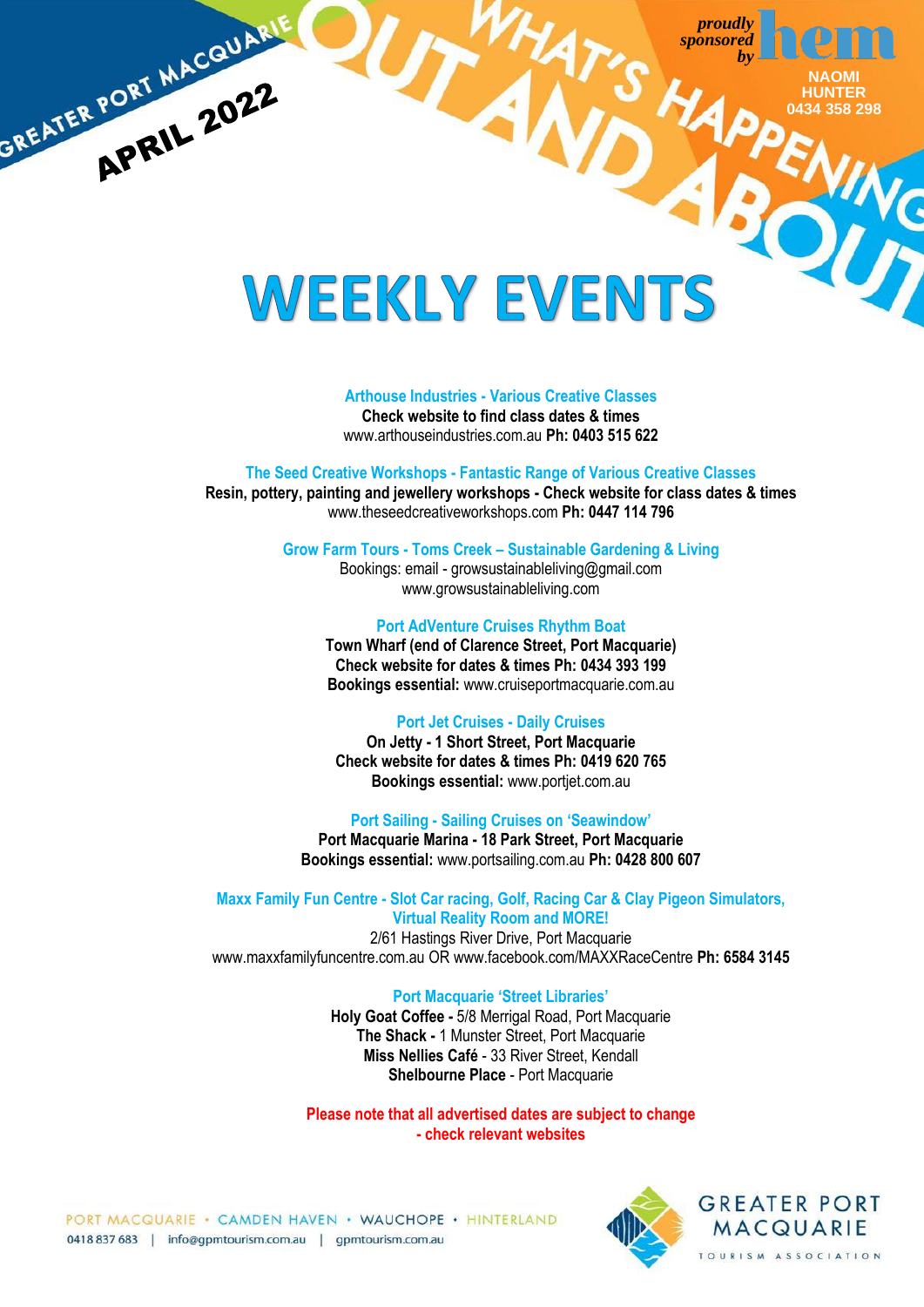GREATER PORT MACQUARIE

APRIL 2022

WHAT'S HAPPENING OUT AND ABOUT

*proudly sponsored by* hem

NAOMI HUNTER 0434 358 298

# WEEKLY EVENTS

**Arthouse Industries - Various Creative Classes**
**Check website to find class dates & times**
www.arthouseindustries.com.au **Ph: 0403 515 622**

**The Seed Creative Workshops - Fantastic Range of Various Creative Classes**
**Resin, pottery, painting and jewellery workshops - Check website for class dates & times**
www.theseedcreativeworkshops.com **Ph: 0447 114 796**

**Grow Farm Tours - Toms Creek – Sustainable Gardening & Living**
Bookings: email - growsustainableliving@gmail.com
www.growsustainableliving.com

**Port AdVenture Cruises Rhythm Boat**
**Town Wharf (end of Clarence Street, Port Macquarie)**
**Check website for dates & times Ph: 0434 393 199**
**Bookings essential:** www.cruiseportmacquarie.com.au

**Port Jet Cruises - Daily Cruises**
**On Jetty - 1 Short Street, Port Macquarie**
**Check website for dates & times Ph: 0419 620 765**
**Bookings essential:** www.portjet.com.au

**Port Sailing - Sailing Cruises on 'Seawindow'**
**Port Macquarie Marina - 18 Park Street, Port Macquarie**
**Bookings essential:** www.portsailing.com.au **Ph: 0428 800 607**

**Maxx Family Fun Centre - Slot Car racing, Golf, Racing Car & Clay Pigeon Simulators, Virtual Reality Room and MORE!**
2/61 Hastings River Drive, Port Macquarie
www.maxxfamilyfuncentre.com.au OR www.facebook.com/MAXXRaceCentre **Ph: 6584 3145**

**Port Macquarie 'Street Libraries'**
**Holy Goat Coffee -** 5/8 Merrigal Road, Port Macquarie
**The Shack -** 1 Munster Street, Port Macquarie
**Miss Nellies Café** - 33 River Street, Kendall
**Shelbourne Place** - Port Macquarie

**Please note that all advertised dates are subject to change - check relevant websites**

PORT MACQUARIE • CAMDEN HAVEN • WAUCHOPE • HINTERLAND
0418 837 683 | info@gpmtourism.com.au | gpmtourism.com.au

GREATER PORT MACQUARIE TOURISM ASSOCIATION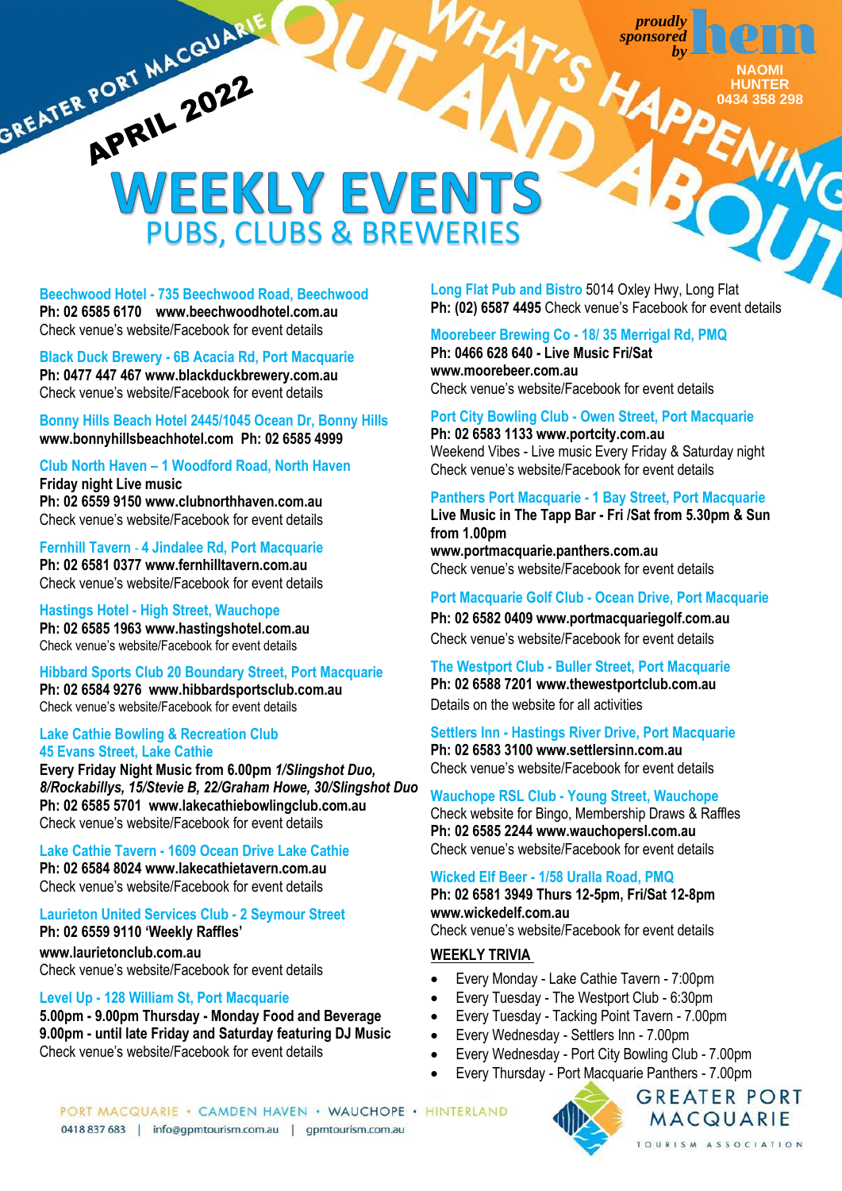GREATER PORT MACQUARIE

APRIL 2022

WHAT'S HAPPENING OUT AND ABOUT

proudly sponsored by hem NAOMI HUNTER 0434 358 298

# WEEKLY EVENTS

## PUBS, CLUBS & BREWERIES

**Beechwood Hotel - 735 Beechwood Road, Beechwood**
**Ph: 02 6585 6170 www.beechwoodhotel.com.au**
Check venue's website/Facebook for event details

**Black Duck Brewery - 6B Acacia Rd, Port Macquarie**
**Ph: 0477 447 467 www.blackduckbrewery.com.au**
Check venue's website/Facebook for event details

**Bonny Hills Beach Hotel 2445/1045 Ocean Dr, Bonny Hills**
**www.bonnyhillsbeachhotel.com Ph: 02 6585 4999**

**Club North Haven – 1 Woodford Road, North Haven**
**Friday night Live music**
**Ph: 02 6559 9150 www.clubnorthhaven.com.au**
Check venue's website/Facebook for event details

**Fernhill Tavern - 4 Jindalee Rd, Port Macquarie**
**Ph: 02 6581 0377 www.fernhilltavern.com.au**
Check venue's website/Facebook for event details

**Hastings Hotel - High Street, Wauchope**
**Ph: 02 6585 1963 www.hastingshotel.com.au**
Check venue's website/Facebook for event details

**Hibbard Sports Club 20 Boundary Street, Port Macquarie**
**Ph: 02 6584 9276 www.hibbardsportsclub.com.au**
Check venue's website/Facebook for event details

**Lake Cathie Bowling & Recreation Club**
**45 Evans Street, Lake Cathie**
**Every Friday Night Music from 6.00pm *1/Slingshot Duo, 8/Rockabillys, 15/Stevie B, 22/Graham Howe, 30/Slingshot Duo***
**Ph: 02 6585 5701 www.lakecathiebowlingclub.com.au**
Check venue's website/Facebook for event details

**Lake Cathie Tavern - 1609 Ocean Drive Lake Cathie**
**Ph: 02 6584 8024 www.lakecathietavern.com.au**
Check venue's website/Facebook for event details

**Laurieton United Services Club - 2 Seymour Street**
**Ph: 02 6559 9110 'Weekly Raffles'**
**www.laurietonclub.com.au**
Check venue's website/Facebook for event details

**Level Up - 128 William St, Port Macquarie**
**5.00pm - 9.00pm Thursday - Monday Food and Beverage**
**9.00pm - until late Friday and Saturday featuring DJ Music**
Check venue's website/Facebook for event details

**Long Flat Pub and Bistro** 5014 Oxley Hwy, Long Flat
**Ph: (02) 6587 4495** Check venue's Facebook for event details

**Moorebeer Brewing Co - 18/ 35 Merrigal Rd, PMQ**
**Ph: 0466 628 640 - Live Music Fri/Sat**
**www.moorebeer.com.au**
Check venue's website/Facebook for event details

**Port City Bowling Club - Owen Street, Port Macquarie**
**Ph: 02 6583 1133 www.portcity.com.au**
Weekend Vibes - Live music Every Friday & Saturday night
Check venue's website/Facebook for event details

**Panthers Port Macquarie - 1 Bay Street, Port Macquarie**
**Live Music in The Tapp Bar - Fri /Sat from 5.30pm & Sun from 1.00pm**
**www.portmacquarie.panthers.com.au**
Check venue's website/Facebook for event details

**Port Macquarie Golf Club - Ocean Drive, Port Macquarie**
**Ph: 02 6582 0409 www.portmacquariegolf.com.au**
Check venue's website/Facebook for event details

**The Westport Club - Buller Street, Port Macquarie**
**Ph: 02 6588 7201 www.thewestportclub.com.au**
Details on the website for all activities

**Settlers Inn - Hastings River Drive, Port Macquarie**
**Ph: 02 6583 3100 www.settlersinn.com.au**
Check venue's website/Facebook for event details

**Wauchope RSL Club - Young Street, Wauchope**
Check website for Bingo, Membership Draws & Raffles
**Ph: 02 6585 2244 www.wauchopersl.com.au**
Check venue's website/Facebook for event details

**Wicked Elf Beer - 1/58 Uralla Road, PMQ**
**Ph: 02 6581 3949 Thurs 12-5pm, Fri/Sat 12-8pm**
**www.wickedelf.com.au**
Check venue's website/Facebook for event details

**WEEKLY TRIVIA**

- Every Monday - Lake Cathie Tavern - 7:00pm
- Every Tuesday - The Westport Club - 6:30pm
- Every Tuesday - Tacking Point Tavern - 7.00pm
- Every Wednesday - Settlers Inn - 7.00pm
- Every Wednesday - Port City Bowling Club - 7.00pm
- Every Thursday - Port Macquarie Panthers - 7.00pm

PORT MACQUARIE • CAMDEN HAVEN • WAUCHOPE • HINTERLAND
0418 837 683 | info@gpmtourism.com.au | gpmtourism.com.au

GREATER PORT MACQUARIE TOURISM ASSOCIATION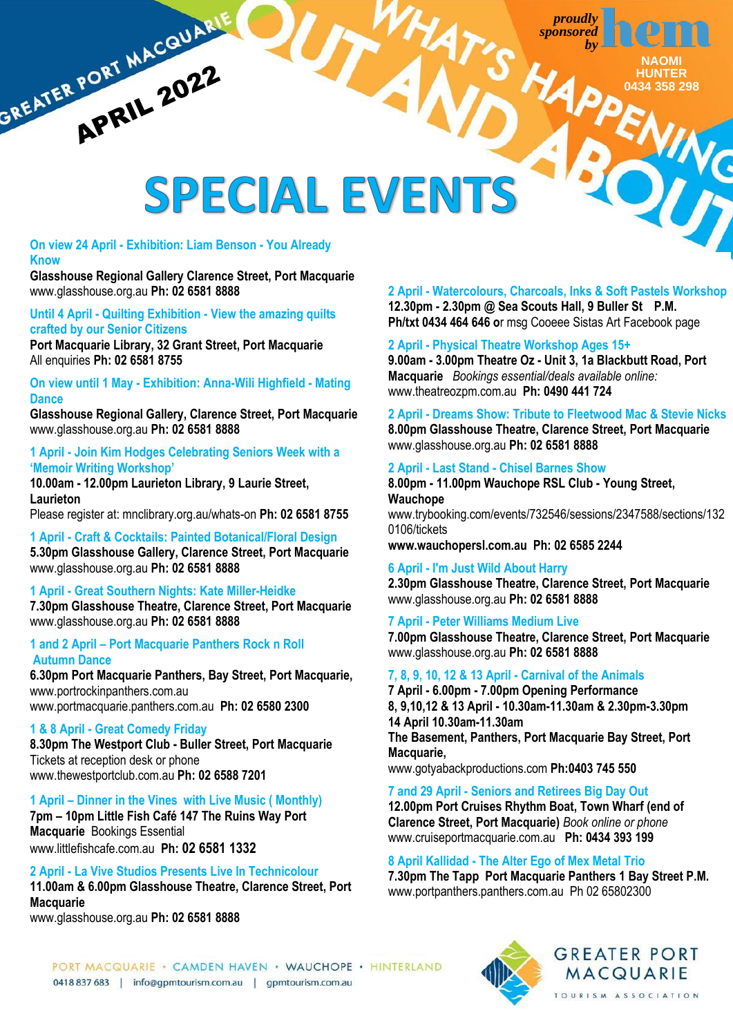GREATER PORT MACQUARIE

APRIL 2022

WHAT'S HAPPENING OUT AND ABOUT

proudly sponsored by hem NAOMI HUNTER 0434 358 298

# SPECIAL EVENTS

**On view 24 April - Exhibition: Liam Benson - You Already Know**
**Glasshouse Regional Gallery Clarence Street, Port Macquarie**
www.glasshouse.org.au **Ph: 02 6581 8888**

**Until 4 April - Quilting Exhibition - View the amazing quilts crafted by our Senior Citizens**
**Port Macquarie Library, 32 Grant Street, Port Macquarie**
All enquiries **Ph: 02 6581 8755**

**On view until 1 May - Exhibition: Anna-Wili Highfield - Mating Dance**
**Glasshouse Regional Gallery, Clarence Street, Port Macquarie**
www.glasshouse.org.au **Ph: 02 6581 8888**

**1 April - Join Kim Hodges Celebrating Seniors Week with a 'Memoir Writing Workshop'**
**10.00am - 12.00pm Laurieton Library, 9 Laurie Street, Laurieton**
Please register at: mnclibrary.org.au/whats-on **Ph: 02 6581 8755**

**1 April - Craft & Cocktails: Painted Botanical/Floral Design**
**5.30pm Glasshouse Gallery, Clarence Street, Port Macquarie**
www.glasshouse.org.au **Ph: 02 6581 8888**

**1 April - Great Southern Nights: Kate Miller-Heidke**
**7.30pm Glasshouse Theatre, Clarence Street, Port Macquarie**
www.glasshouse.org.au **Ph: 02 6581 8888**

**1 and 2 April – Port Macquarie Panthers Rock n Roll Autumn Dance**
**6.30pm Port Macquarie Panthers, Bay Street, Port Macquarie,**
www.portrockinpanthers.com.au
www.portmacquarie.panthers.com.au **Ph: 02 6580 2300**

**1 & 8 April - Great Comedy Friday**
**8.30pm The Westport Club - Buller Street, Port Macquarie**
Tickets at reception desk or phone
www.thewestportclub.com.au **Ph: 02 6588 7201**

**1 April – Dinner in the Vines with Live Music ( Monthly)**
**7pm – 10pm Little Fish Café 147 The Ruins Way Port Macquarie** Bookings Essential
www.littlefishcafe.com.au **Ph: 02 6581 1332**

**2 April - La Vive Studios Presents Live In Technicolour**
**11.00am & 6.00pm Glasshouse Theatre, Clarence Street, Port Macquarie**
www.glasshouse.org.au **Ph: 02 6581 8888**

**2 April - Watercolours, Charcoals, Inks & Soft Pastels Workshop**
**12.30pm - 2.30pm @ Sea Scouts Hall, 9 Buller St P.M.**
**Ph/txt 0434 464 646 or** msg Cooeee Sistas Art Facebook page

**2 April - Physical Theatre Workshop Ages 15+**
**9.00am - 3.00pm Theatre Oz - Unit 3, 1a Blackbutt Road, Port Macquarie** *Bookings essential/deals available online:*
www.theatreozpm.com.au **Ph: 0490 441 724**

**2 April - Dreams Show: Tribute to Fleetwood Mac & Stevie Nicks**
**8.00pm Glasshouse Theatre, Clarence Street, Port Macquarie**
www.glasshouse.org.au **Ph: 02 6581 8888**

**2 April - Last Stand - Chisel Barnes Show**
**8.00pm - 11.00pm Wauchope RSL Club - Young Street, Wauchope**
www.trybooking.com/events/732546/sessions/2347588/sections/1320106/tickets
**www.wauchopersl.com.au Ph: 02 6585 2244**

**6 April - I'm Just Wild About Harry**
**2.30pm Glasshouse Theatre, Clarence Street, Port Macquarie**
www.glasshouse.org.au **Ph: 02 6581 8888**

**7 April - Peter Williams Medium Live**
**7.00pm Glasshouse Theatre, Clarence Street, Port Macquarie**
www.glasshouse.org.au **Ph: 02 6581 8888**

**7, 8, 9, 10, 12 & 13 April - Carnival of the Animals**
**7 April - 6.00pm - 7.00pm Opening Performance**
**8, 9,10,12 & 13 April - 10.30am-11.30am & 2.30pm-3.30pm**
**14 April 10.30am-11.30am**
**The Basement, Panthers, Port Macquarie Bay Street, Port Macquarie,**
www.gotyabackproductions.com **Ph:0403 745 550**

**7 and 29 April - Seniors and Retirees Big Day Out**
**12.00pm Port Cruises Rhythm Boat, Town Wharf (end of Clarence Street, Port Macquarie)** *Book online or phone*
www.cruiseportmacquarie.com.au **Ph: 0434 393 199**

**8 April Kallidad - The Alter Ego of Mex Metal Trio**
**7.30pm The Tapp Port Macquarie Panthers 1 Bay Street P.M.**
www.portpanthers.panthers.com.au Ph 02 65802300

PORT MACQUARIE • CAMDEN HAVEN • WAUCHOPE • HINTERLAND
0418 837 683 | info@gpmtourism.com.au | gpmtourism.com.au

GREATER PORT MACQUARIE TOURISM ASSOCIATION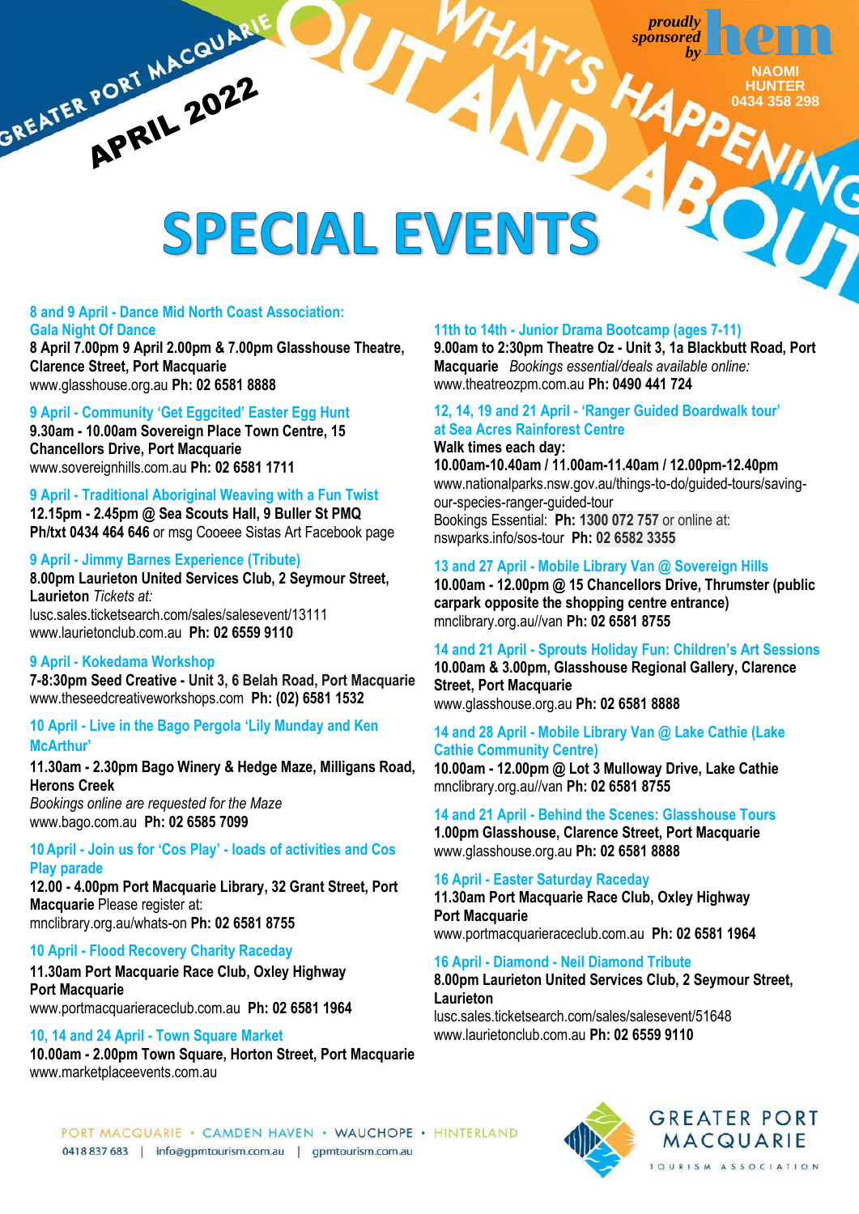GREATER PORT MACQUARIE APRIL 2022

WHAT'S HAPPENING OUT AND ABOUT

proudly sponsored by hem NAOMI HUNTER 0434 358 298

# SPECIAL EVENTS

### 8 and 9 April - Dance Mid North Coast Association: Gala Night Of Dance

**8 April 7.00pm 9 April 2.00pm & 7.00pm Glasshouse Theatre, Clarence Street, Port Macquarie**
www.glasshouse.org.au **Ph: 02 6581 8888**

### 9 April - Community 'Get Eggcited' Easter Egg Hunt

**9.30am - 10.00am Sovereign Place Town Centre, 15 Chancellors Drive, Port Macquarie**
www.sovereignhills.com.au **Ph: 02 6581 1711**

### 9 April - Traditional Aboriginal Weaving with a Fun Twist

**12.15pm - 2.45pm @ Sea Scouts Hall, 9 Buller St PMQ**
**Ph/txt 0434 464 646** or msg Cooeee Sistas Art Facebook page

### 9 April - Jimmy Barnes Experience (Tribute)

**8.00pm Laurieton United Services Club, 2 Seymour Street, Laurieton** *Tickets at:*
lusc.sales.ticketsearch.com/sales/salesevent/13111
www.laurietonclub.com.au **Ph: 02 6559 9110**

### 9 April - Kokedama Workshop

**7-8:30pm Seed Creative - Unit 3, 6 Belah Road, Port Macquarie**
www.theseedcreativeworkshops.com **Ph: (02) 6581 1532**

### 10 April - Live in the Bago Pergola 'Lily Munday and Ken McArthur'

**11.30am - 2.30pm Bago Winery & Hedge Maze, Milligans Road, Herons Creek**
*Bookings online are requested for the Maze*
www.bago.com.au **Ph: 02 6585 7099**

### 10 April - Join us for 'Cos Play' - loads of activities and Cos Play parade

**12.00 - 4.00pm Port Macquarie Library, 32 Grant Street, Port Macquarie** Please register at:
mnclibrary.org.au/whats-on **Ph: 02 6581 8755**

### 10 April - Flood Recovery Charity Raceday

**11.30am Port Macquarie Race Club, Oxley Highway Port Macquarie**
www.portmacquarieraceclub.com.au **Ph: 02 6581 1964**

### 10, 14 and 24 April - Town Square Market

**10.00am - 2.00pm Town Square, Horton Street, Port Macquarie**
www.marketplaceevents.com.au

### 11th to 14th - Junior Drama Bootcamp (ages 7-11)

**9.00am to 2:30pm Theatre Oz - Unit 3, 1a Blackbutt Road, Port Macquarie** *Bookings essential/deals available online:*
www.theatreozpm.com.au **Ph: 0490 441 724**

### 12, 14, 19 and 21 April - 'Ranger Guided Boardwalk tour' at Sea Acres Rainforest Centre

**Walk times each day:**
**10.00am-10.40am / 11.00am-11.40am / 12.00pm-12.40pm**
www.nationalparks.nsw.gov.au/things-to-do/guided-tours/saving-our-species-ranger-guided-tour
Bookings Essential: **Ph: 1300 072 757** or online at:
nswparks.info/sos-tour **Ph: 02 6582 3355**

### 13 and 27 April - Mobile Library Van @ Sovereign Hills

**10.00am - 12.00pm @ 15 Chancellors Drive, Thrumster (public carpark opposite the shopping centre entrance)**
mnclibrary.org.au//van **Ph: 02 6581 8755**

### 14 and 21 April - Sprouts Holiday Fun: Children's Art Sessions

**10.00am & 3.00pm, Glasshouse Regional Gallery, Clarence Street, Port Macquarie**
www.glasshouse.org.au **Ph: 02 6581 8888**

### 14 and 28 April - Mobile Library Van @ Lake Cathie (Lake Cathie Community Centre)

**10.00am - 12.00pm @ Lot 3 Mulloway Drive, Lake Cathie**
mnclibrary.org.au//van **Ph: 02 6581 8755**

### 14 and 21 April - Behind the Scenes: Glasshouse Tours

**1.00pm Glasshouse, Clarence Street, Port Macquarie**
www.glasshouse.org.au **Ph: 02 6581 8888**

### 16 April - Easter Saturday Raceday

**11.30am Port Macquarie Race Club, Oxley Highway Port Macquarie**
www.portmacquarieraceclub.com.au **Ph: 02 6581 1964**

### 16 April - Diamond - Neil Diamond Tribute

**8.00pm Laurieton United Services Club, 2 Seymour Street, Laurieton**
lusc.sales.ticketsearch.com/sales/salesevent/51648
www.laurietonclub.com.au **Ph: 02 6559 9110**

PORT MACQUARIE • CAMDEN HAVEN • WAUCHOPE • HINTERLAND
0418 837 683 | info@gpmtourism.com.au | gpmtourism.com.au

GREATER PORT MACQUARIE TOURISM ASSOCIATION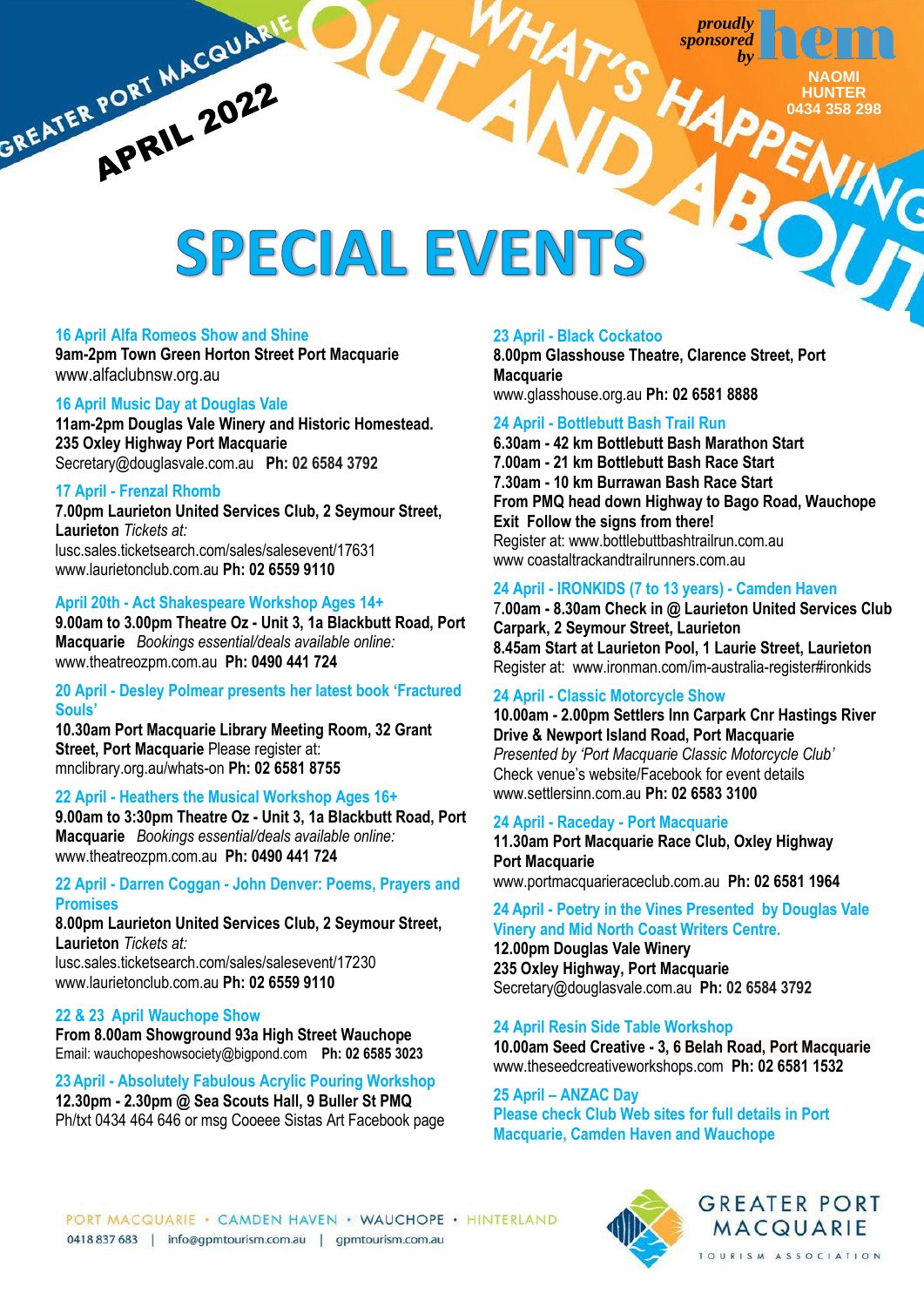GREATER PORT MACQUARIE APRIL 2022

WHAT'S HAPPENING OUT AND ABOUT

proudly sponsored by hem NAOMI HUNTER 0434 358 298

# SPECIAL EVENTS

**16 April Alfa Romeos Show and Shine**
**9am-2pm Town Green Horton Street Port Macquarie**
www.alfaclubnsw.org.au

**16 April Music Day at Douglas Vale**
**11am-2pm Douglas Vale Winery and Historic Homestead. 235 Oxley Highway Port Macquarie**
Secretary@douglasvale.com.au **Ph: 02 6584 3792**

**17 April - Frenzal Rhomb**
**7.00pm Laurieton United Services Club, 2 Seymour Street, Laurieton** *Tickets at:*
lusc.sales.ticketsearch.com/sales/salesevent/17631
www.laurietonclub.com.au **Ph: 02 6559 9110**

**April 20th - Act Shakespeare Workshop Ages 14+**
**9.00am to 3.00pm Theatre Oz - Unit 3, 1a Blackbutt Road, Port Macquarie** *Bookings essential/deals available online:*
www.theatreozpm.com.au **Ph: 0490 441 724**

**20 April - Desley Polmear presents her latest book 'Fractured Souls'**
**10.30am Port Macquarie Library Meeting Room, 32 Grant Street, Port Macquarie** Please register at:
mnclibrary.org.au/whats-on **Ph: 02 6581 8755**

**22 April - Heathers the Musical Workshop Ages 16+**
**9.00am to 3:30pm Theatre Oz - Unit 3, 1a Blackbutt Road, Port Macquarie** *Bookings essential/deals available online:*
www.theatreozpm.com.au **Ph: 0490 441 724**

**22 April - Darren Coggan - John Denver: Poems, Prayers and Promises**
**8.00pm Laurieton United Services Club, 2 Seymour Street, Laurieton** *Tickets at:*
lusc.sales.ticketsearch.com/sales/salesevent/17230
www.laurietonclub.com.au **Ph: 02 6559 9110**

**22 & 23 April Wauchope Show**
**From 8.00am Showground 93a High Street Wauchope**
Email: wauchopeshowsociety@bigpond.com **Ph: 02 6585 3023**

**23 April - Absolutely Fabulous Acrylic Pouring Workshop**
**12.30pm - 2.30pm @ Sea Scouts Hall, 9 Buller St PMQ**
Ph/txt 0434 464 646 or msg Cooeee Sistas Art Facebook page

**23 April - Black Cockatoo**
**8.00pm Glasshouse Theatre, Clarence Street, Port Macquarie**
www.glasshouse.org.au **Ph: 02 6581 8888**

**24 April - Bottlebutt Bash Trail Run**
**6.30am - 42 km Bottlebutt Bash Marathon Start**
**7.00am - 21 km Bottlebutt Bash Race Start**
**7.30am - 10 km Burrawan Bash Race Start**
**From PMQ head down Highway to Bago Road, Wauchope Exit Follow the signs from there!**
Register at: www.bottlebuttbashtrailrun.com.au
www coastaltrackandtrailrunners.com.au

**24 April - IRONKIDS (7 to 13 years) - Camden Haven**
**7.00am - 8.30am Check in @ Laurieton United Services Club Carpark, 2 Seymour Street, Laurieton**
**8.45am Start at Laurieton Pool, 1 Laurie Street, Laurieton**
Register at: www.ironman.com/im-australia-register#ironkids

**24 April - Classic Motorcycle Show**
**10.00am - 2.00pm Settlers Inn Carpark Cnr Hastings River Drive & Newport Island Road, Port Macquarie**
*Presented by 'Port Macquarie Classic Motorcycle Club'*
Check venue's website/Facebook for event details
www.settlersinn.com.au **Ph: 02 6583 3100**

**24 April - Raceday - Port Macquarie**
**11.30am Port Macquarie Race Club, Oxley Highway Port Macquarie**
www.portmacquarieraceclub.com.au **Ph: 02 6581 1964**

**24 April - Poetry in the Vines Presented by Douglas Vale Vinery and Mid North Coast Writers Centre.**
**12.00pm Douglas Vale Winery**
**235 Oxley Highway, Port Macquarie**
Secretary@douglasvale.com.au **Ph: 02 6584 3792**

**24 April Resin Side Table Workshop**
**10.00am Seed Creative - 3, 6 Belah Road, Port Macquarie**
www.theseedcreativeworkshops.com **Ph: 02 6581 1532**

**25 April – ANZAC Day**
**Please check Club Web sites for full details in Port Macquarie, Camden Haven and Wauchope**

PORT MACQUARIE • CAMDEN HAVEN • WAUCHOPE • HINTERLAND
0418 837 683 | info@gpmtourism.com.au | gpmtourism.com.au

GREATER PORT MACQUARIE TOURISM ASSOCIATION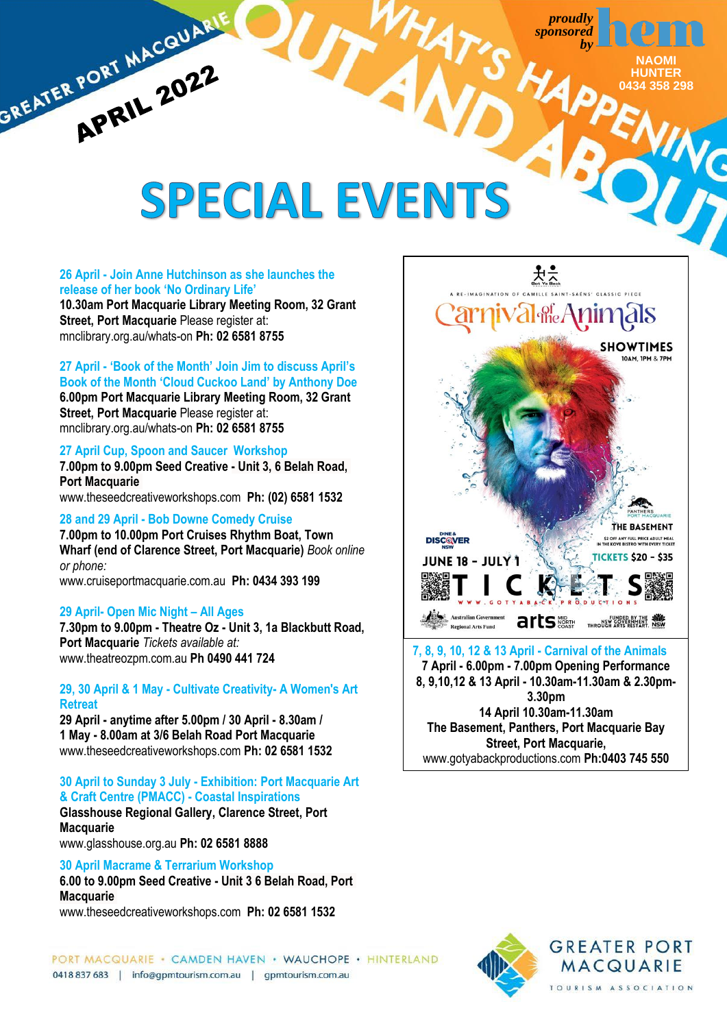GREATER PORT MACQUARIE APRIL 2022

WHAT'S HAPPENING OUT AND ABOUT

proudly sponsored by hem NAOMI HUNTER 0434 358 298

# SPECIAL EVENTS

**26 April - Join Anne Hutchinson as she launches the release of her book 'No Ordinary Life'**
**10.30am Port Macquarie Library Meeting Room, 32 Grant Street, Port Macquarie** Please register at: mnclibrary.org.au/whats-on **Ph: 02 6581 8755**

**27 April - 'Book of the Month' Join Jim to discuss April's Book of the Month 'Cloud Cuckoo Land' by Anthony Doe**
**6.00pm Port Macquarie Library Meeting Room, 32 Grant Street, Port Macquarie** Please register at: mnclibrary.org.au/whats-on **Ph: 02 6581 8755**

**27 April Cup, Spoon and Saucer Workshop**
**7.00pm to 9.00pm Seed Creative - Unit 3, 6 Belah Road, Port Macquarie**
www.theseedcreativeworkshops.com **Ph: (02) 6581 1532**

**28 and 29 April - Bob Downe Comedy Cruise**
**7.00pm to 10.00pm Port Cruises Rhythm Boat, Town Wharf (end of Clarence Street, Port Macquarie)** *Book online or phone:*
www.cruiseportmacquarie.com.au **Ph: 0434 393 199**

**29 April- Open Mic Night – All Ages**
**7.30pm to 9.00pm - Theatre Oz - Unit 3, 1a Blackbutt Road, Port Macquarie** *Tickets available at:*
www.theatreozpm.com.au **Ph 0490 441 724**

**29, 30 April & 1 May - Cultivate Creativity- A Women's Art Retreat**
**29 April - anytime after 5.00pm / 30 April - 8.30am / 1 May - 8.00am at 3/6 Belah Road Port Macquarie**
www.theseedcreativeworkshops.com **Ph: 02 6581 1532**

**30 April to Sunday 3 July - Exhibition: Port Macquarie Art & Craft Centre (PMACC) - Coastal Inspirations**
**Glasshouse Regional Gallery, Clarence Street, Port Macquarie**
www.glasshouse.org.au **Ph: 02 6581 8888**

**30 April Macrame & Terrarium Workshop**
**6.00 to 9.00pm Seed Creative - Unit 3 6 Belah Road, Port Macquarie**
www.theseedcreativeworkshops.com **Ph: 02 6581 1532**

A RE-IMAGINATION OF CAMILLE SAINT-SAËNS' CLASSIC PIECE
Carnival of the Animals
SHOWTIMES 10AM, 1PM & 7PM
THE BASEMENT
JUNE 18 – JULY 1
TICKETS $20 – $35
WWW.GOTYABACKPRODUCTIONS

**7, 8, 9, 10, 12 & 13 April - Carnival of the Animals**
**7 April - 6.00pm - 7.00pm Opening Performance**
**8, 9,10,12 & 13 April - 10.30am-11.30am & 2.30pm-3.30pm**
**14 April 10.30am-11.30am**
**The Basement, Panthers, Port Macquarie Bay Street, Port Macquarie,**
www.gotyabackproductions.com **Ph:0403 745 550**

PORT MACQUARIE • CAMDEN HAVEN • WAUCHOPE • HINTERLAND
0418 837 683 | info@gpmtourism.com.au | gpmtourism.com.au

GREATER PORT MACQUARIE TOURISM ASSOCIATION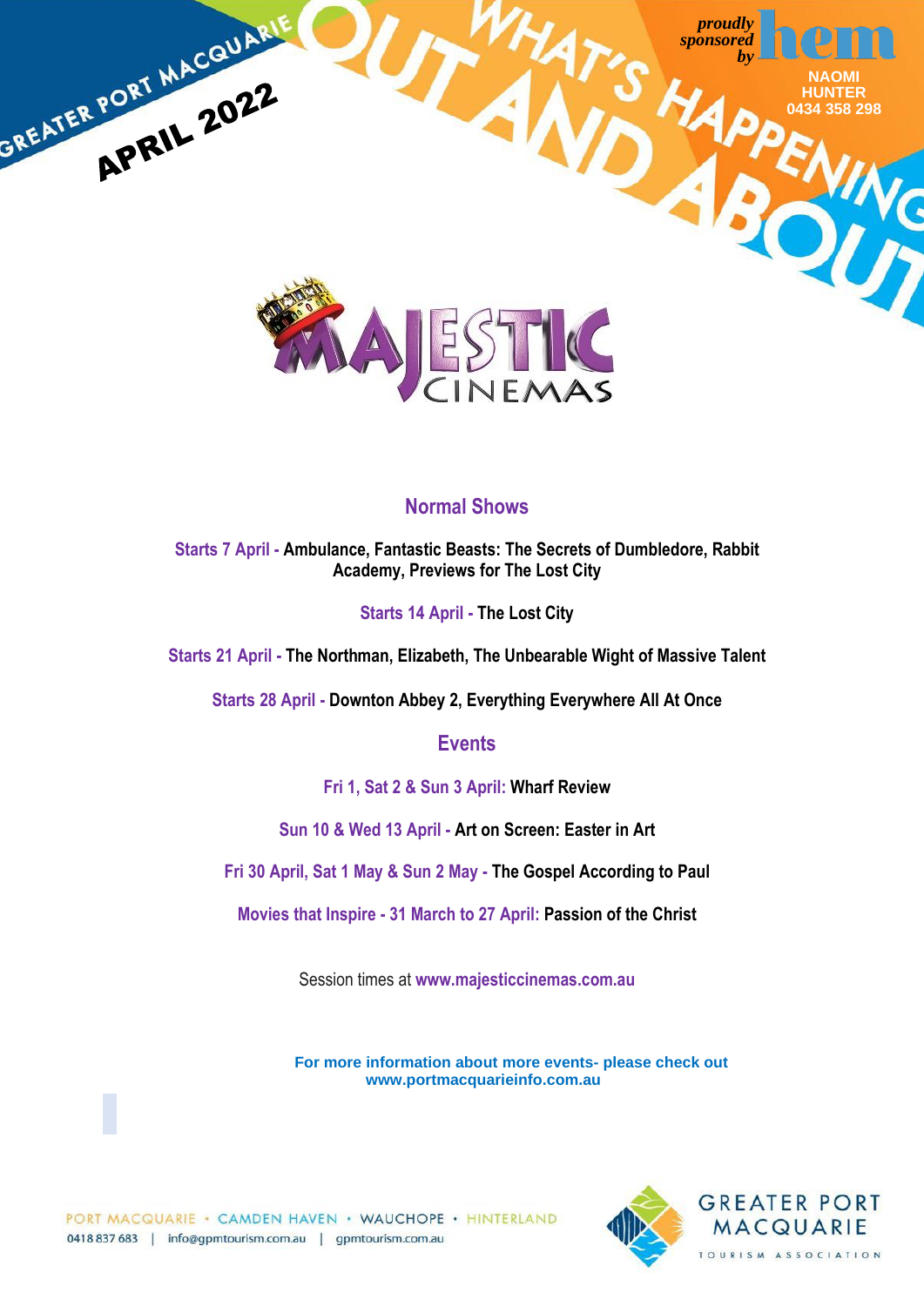GREATER PORT MACQUARIE

APRIL 2022

# WHAT'S HAPPENING OUT AND ABOUT

*proudly sponsored by* hem

NAOMI HUNTER
0434 358 298

MAJESTIC CINEMAS

## Normal Shows

**Starts 7 April - Ambulance, Fantastic Beasts: The Secrets of Dumbledore, Rabbit Academy, Previews for The Lost City**

**Starts 14 April - The Lost City**

**Starts 21 April - The Northman, Elizabeth, The Unbearable Wight of Massive Talent**

**Starts 28 April - Downton Abbey 2, Everything Everywhere All At Once**

## Events

**Fri 1, Sat 2 & Sun 3 April: Wharf Review**

**Sun 10 & Wed 13 April - Art on Screen: Easter in Art**

**Fri 30 April, Sat 1 May & Sun 2 May - The Gospel According to Paul**

**Movies that Inspire - 31 March to 27 April: Passion of the Christ**

Session times at **www.majesticcinemas.com.au**

**For more information about more events- please check out www.portmacquarieinfo.com.au**

PORT MACQUARIE • CAMDEN HAVEN • WAUCHOPE • HINTERLAND

0418 837 683 | info@gpmtourism.com.au | gpmtourism.com.au

GREATER PORT MACQUARIE TOURISM ASSOCIATION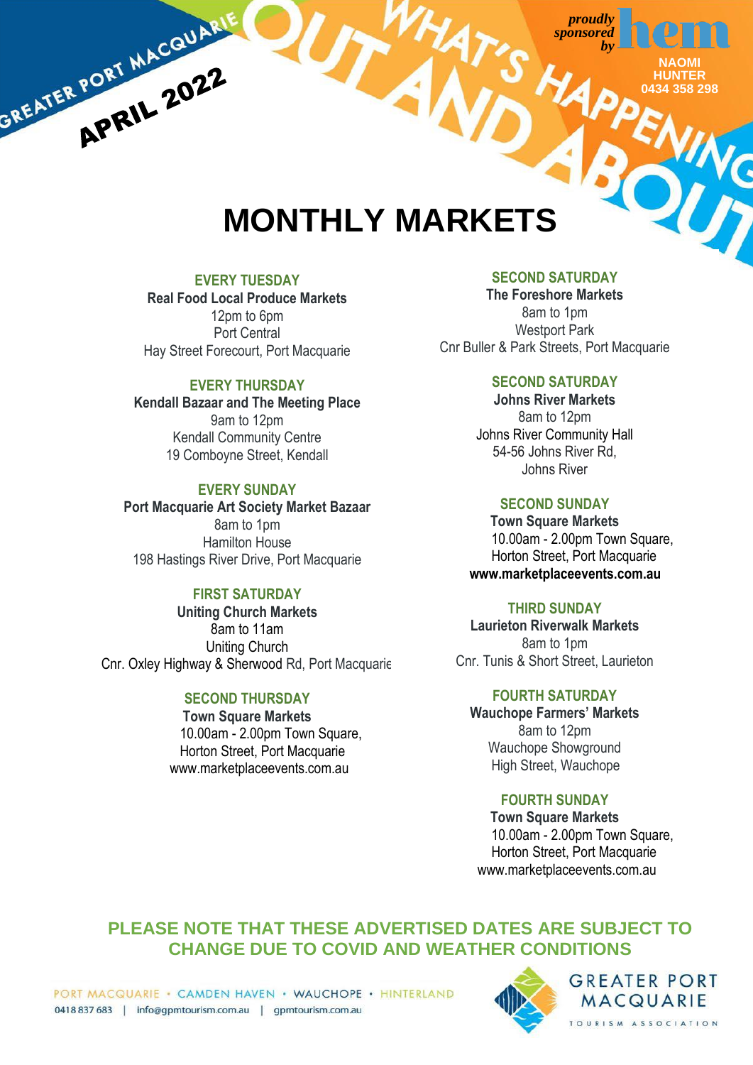GREATER PORT MACQUARIE

APRIL 2022

WHAT'S HAPPENING OUT AND ABOUT

*proudly sponsored by* hem

NAOMI HUNTER
0434 358 298

# MONTHLY MARKETS

**EVERY TUESDAY**
**Real Food Local Produce Markets**
12pm to 6pm
Port Central
Hay Street Forecourt, Port Macquarie

**EVERY THURSDAY**
**Kendall Bazaar and The Meeting Place**
9am to 12pm
Kendall Community Centre
19 Comboyne Street, Kendall

**EVERY SUNDAY**
**Port Macquarie Art Society Market Bazaar**
8am to 1pm
Hamilton House
198 Hastings River Drive, Port Macquarie

**FIRST SATURDAY**
**Uniting Church Markets**
8am to 11am
Uniting Church
Cnr. Oxley Highway & Sherwood Rd, Port Macquarie

**SECOND THURSDAY**
**Town Square Markets**
10.00am - 2.00pm Town Square,
Horton Street, Port Macquarie
www.marketplaceevents.com.au

**SECOND SATURDAY**
**The Foreshore Markets**
8am to 1pm
Westport Park
Cnr Buller & Park Streets, Port Macquarie

**SECOND SATURDAY**
**Johns River Markets**
8am to 12pm
Johns River Community Hall
54-56 Johns River Rd,
Johns River

**SECOND SUNDAY**
**Town Square Markets**
10.00am - 2.00pm Town Square,
Horton Street, Port Macquarie
**www.marketplaceevents.com.au**

**THIRD SUNDAY**
**Laurieton Riverwalk Markets**
8am to 1pm
Cnr. Tunis & Short Street, Laurieton

**FOURTH SATURDAY**
**Wauchope Farmers' Markets**
8am to 12pm
Wauchope Showground
High Street, Wauchope

**FOURTH SUNDAY**
**Town Square Markets**
10.00am - 2.00pm Town Square,
Horton Street, Port Macquarie
www.marketplaceevents.com.au

**PLEASE NOTE THAT THESE ADVERTISED DATES ARE SUBJECT TO CHANGE DUE TO COVID AND WEATHER CONDITIONS**

PORT MACQUARIE • CAMDEN HAVEN • WAUCHOPE • HINTERLAND
0418 837 683 | info@gpmtourism.com.au | gpmtourism.com.au

GREATER PORT MACQUARIE TOURISM ASSOCIATION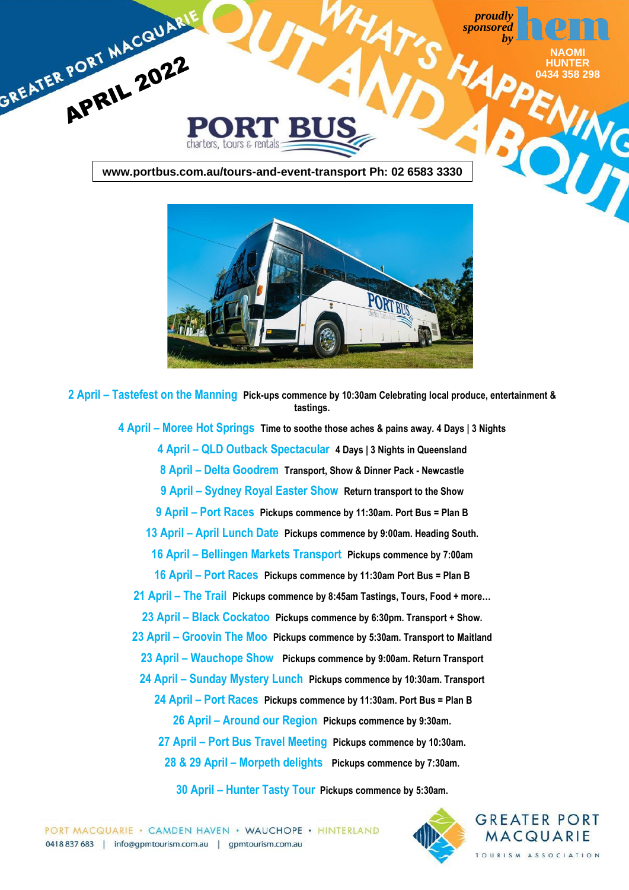GREATER PORT MACQUARIE

APRIL 2022

# WHAT'S HAPPENING OUT AND ABOUT

*proudly sponsored by* hem

NAOMI HUNTER
0434 358 298

## PORT BUS
charters, tours & rentals

**www.portbus.com.au/tours-and-event-transport Ph: 02 6583 3330**

**2 April – Tastefest on the Manning** Pick-ups commence by 10:30am Celebrating local produce, entertainment & tastings.

**4 April – Moree Hot Springs** Time to soothe those aches & pains away. 4 Days | 3 Nights

**4 April – QLD Outback Spectacular** 4 Days | 3 Nights in Queensland

**8 April – Delta Goodrem** Transport, Show & Dinner Pack - Newcastle

**9 April – Sydney Royal Easter Show** Return transport to the Show

**9 April – Port Races** Pickups commence by 11:30am. Port Bus = Plan B

**13 April – April Lunch Date** Pickups commence by 9:00am. Heading South.

**16 April – Bellingen Markets Transport** Pickups commence by 7:00am

**16 April – Port Races** Pickups commence by 11:30am Port Bus = Plan B

**21 April – The Trail** Pickups commence by 8:45am Tastings, Tours, Food + more…

**23 April – Black Cockatoo** Pickups commence by 6:30pm. Transport + Show.

**23 April – Groovin The Moo** Pickups commence by 5:30am. Transport to Maitland

**23 April – Wauchope Show** Pickups commence by 9:00am. Return Transport

**24 April – Sunday Mystery Lunch** Pickups commence by 10:30am. Transport

**24 April – Port Races** Pickups commence by 11:30am. Port Bus = Plan B

**26 April – Around our Region** Pickups commence by 9:30am.

**27 April – Port Bus Travel Meeting** Pickups commence by 10:30am.

**28 & 29 April – Morpeth delights** Pickups commence by 7:30am.

**30 April – Hunter Tasty Tour** Pickups commence by 5:30am.

PORT MACQUARIE • CAMDEN HAVEN • WAUCHOPE • HINTERLAND
0418 837 683 | info@gpmtourism.com.au | gpmtourism.com.au

GREATER PORT MACQUARIE TOURISM ASSOCIATION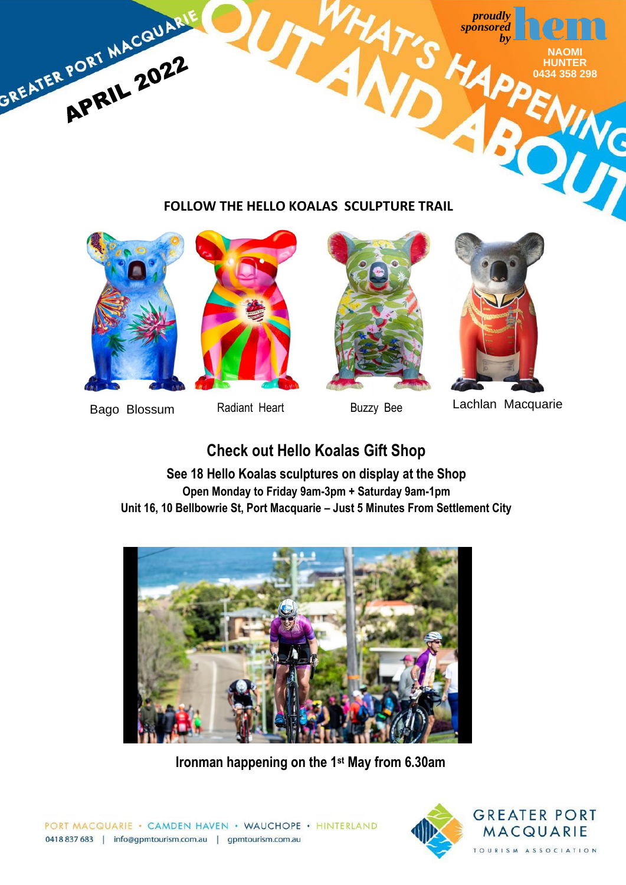GREATER PORT MACQUARIE

APRIL 2022

# WHAT'S HAPPENING OUT AND ABOUT

*proudly sponsored by* hem

NAOMI HUNTER
0434 358 298

## FOLLOW THE HELLO KOALAS SCULPTURE TRAIL

Bago Blossum

Radiant Heart

Buzzy Bee

Lachlan Macquarie

## Check out Hello Koalas Gift Shop

**See 18 Hello Koalas sculptures on display at the Shop**

**Open Monday to Friday 9am-3pm + Saturday 9am-1pm**

**Unit 16, 10 Bellbowrie St, Port Macquarie – Just 5 Minutes From Settlement City**

**Ironman happening on the 1st May from 6.30am**

PORT MACQUARIE • CAMDEN HAVEN • WAUCHOPE • HINTERLAND

0418 837 683 | info@gpmtourism.com.au | gpmtourism.com.au

GREATER PORT MACQUARIE
TOURISM ASSOCIATION